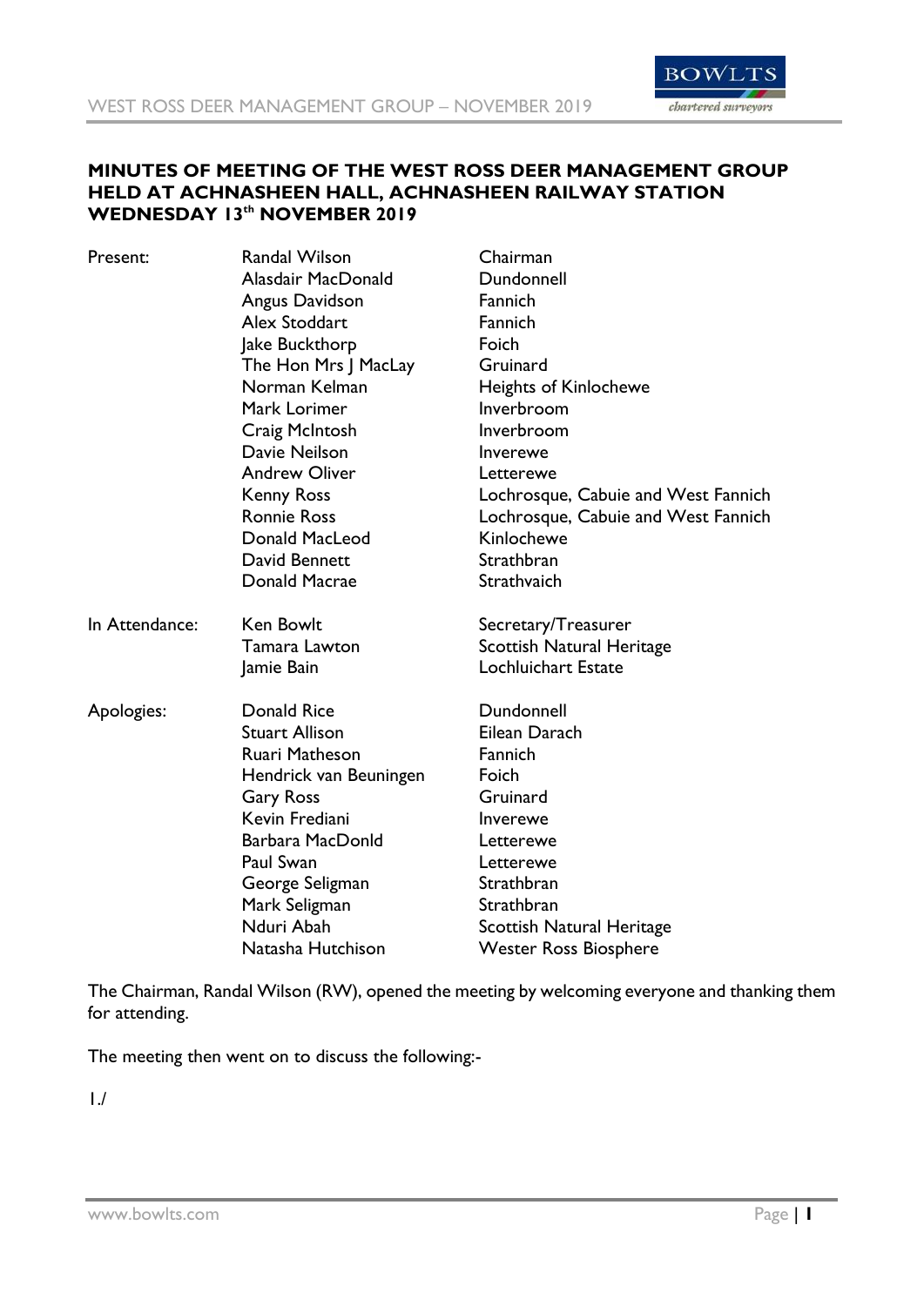## MINUTES OF MEETING OF THE WEST ROSS DEER MANAGEMENT GROUP HELD AT ACHNASHEEN HALL, ACHNASHEEN RAILWAY STATION WEDNESDAY 13th NOVEMBER 2019

| | | |
|---|---|---|
| Present: | Randal Wilson | Chairman |
| | Alasdair MacDonald | Dundonnell |
| | Angus Davidson | Fannich |
| | Alex Stoddart | Fannich |
| | Jake Buckthorp | Foich |
| | The Hon Mrs J MacLay | Gruinard |
| | Norman Kelman | Heights of Kinlochewe |
| | Mark Lorimer | Inverbroom |
| | Craig McIntosh | Inverbroom |
| | Davie Neilson | Inverewe |
| | Andrew Oliver | Letterewe |
| | Kenny Ross | Lochrosque, Cabuie and West Fannich |
| | Ronnie Ross | Lochrosque, Cabuie and West Fannich |
| | Donald MacLeod | Kinlochewe |
| | David Bennett | Strathbran |
| | Donald Macrae | Strathvaich |
| In Attendance: | Ken Bowlt | Secretary/Treasurer |
| | Tamara Lawton | Scottish Natural Heritage |
| | Jamie Bain | Lochluichart Estate |
| Apologies: | Donald Rice | Dundonnell |
| | Stuart Allison | Eilean Darach |
| | Ruari Matheson | Fannich |
| | Hendrick van Beuningen | Foich |
| | Gary Ross | Gruinard |
| | Kevin Frediani | Inverewe |
| | Barbara MacDonld | Letterewe |
| | Paul Swan | Letterewe |
| | George Seligman | Strathbran |
| | Mark Seligman | Strathbran |
| | Nduri Abah | Scottish Natural Heritage |
| | Natasha Hutchison | Wester Ross Biosphere |

The Chairman, Randal Wilson (RW), opened the meeting by welcoming everyone and thanking them for attending.

The meeting then went on to discuss the following:-

1./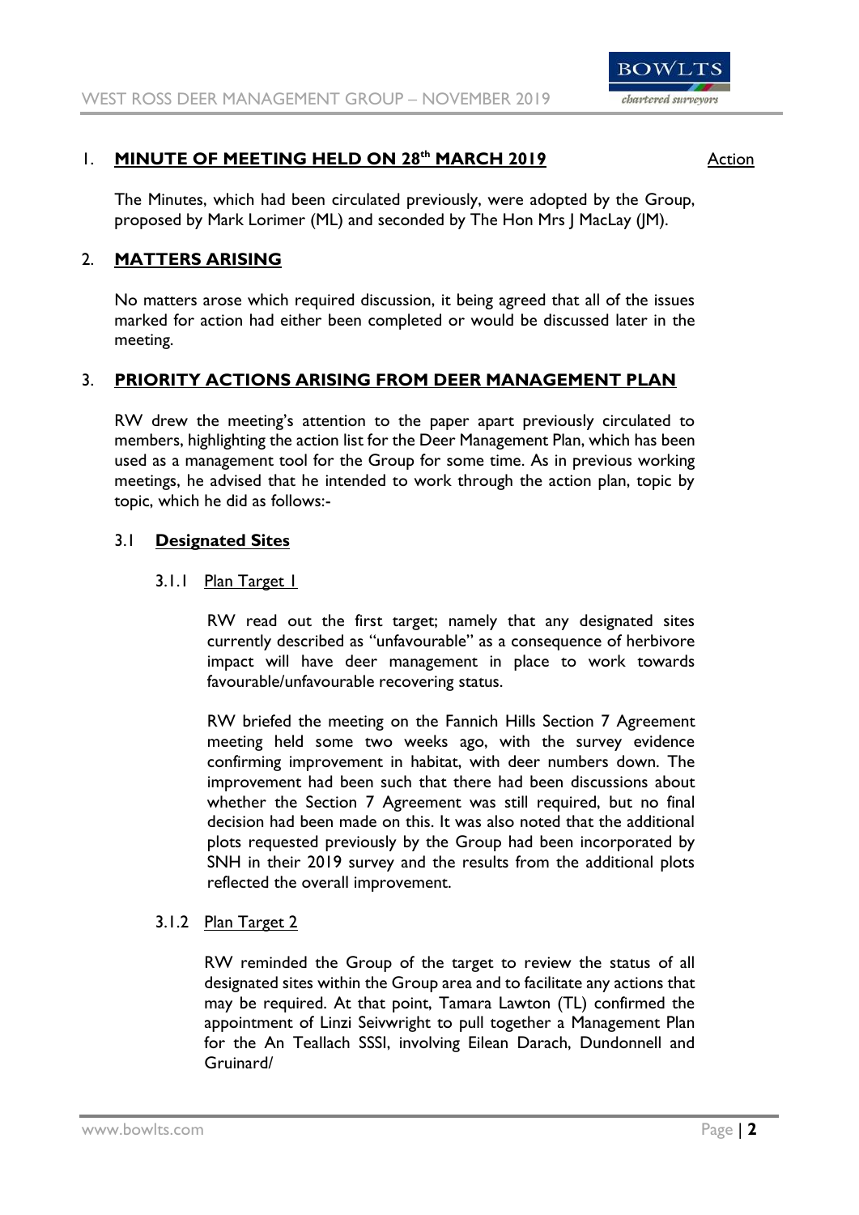## 1. MINUTE OF MEETING HELD ON 28th MARCH 2019 <span style="float:right">Action</span>

The Minutes, which had been circulated previously, were adopted by the Group, proposed by Mark Lorimer (ML) and seconded by The Hon Mrs J MacLay (JM).

## 2. MATTERS ARISING

No matters arose which required discussion, it being agreed that all of the issues marked for action had either been completed or would be discussed later in the meeting.

## 3. PRIORITY ACTIONS ARISING FROM DEER MANAGEMENT PLAN

RW drew the meeting's attention to the paper apart previously circulated to members, highlighting the action list for the Deer Management Plan, which has been used as a management tool for the Group for some time. As in previous working meetings, he advised that he intended to work through the action plan, topic by topic, which he did as follows:-

### 3.1 Designated Sites

#### 3.1.1 Plan Target 1

RW read out the first target; namely that any designated sites currently described as "unfavourable" as a consequence of herbivore impact will have deer management in place to work towards favourable/unfavourable recovering status.

RW briefed the meeting on the Fannich Hills Section 7 Agreement meeting held some two weeks ago, with the survey evidence confirming improvement in habitat, with deer numbers down. The improvement had been such that there had been discussions about whether the Section 7 Agreement was still required, but no final decision had been made on this. It was also noted that the additional plots requested previously by the Group had been incorporated by SNH in their 2019 survey and the results from the additional plots reflected the overall improvement.

#### 3.1.2 Plan Target 2

RW reminded the Group of the target to review the status of all designated sites within the Group area and to facilitate any actions that may be required. At that point, Tamara Lawton (TL) confirmed the appointment of Linzi Seivwright to pull together a Management Plan for the An Teallach SSSI, involving Eilean Darach, Dundonnell and Gruinard/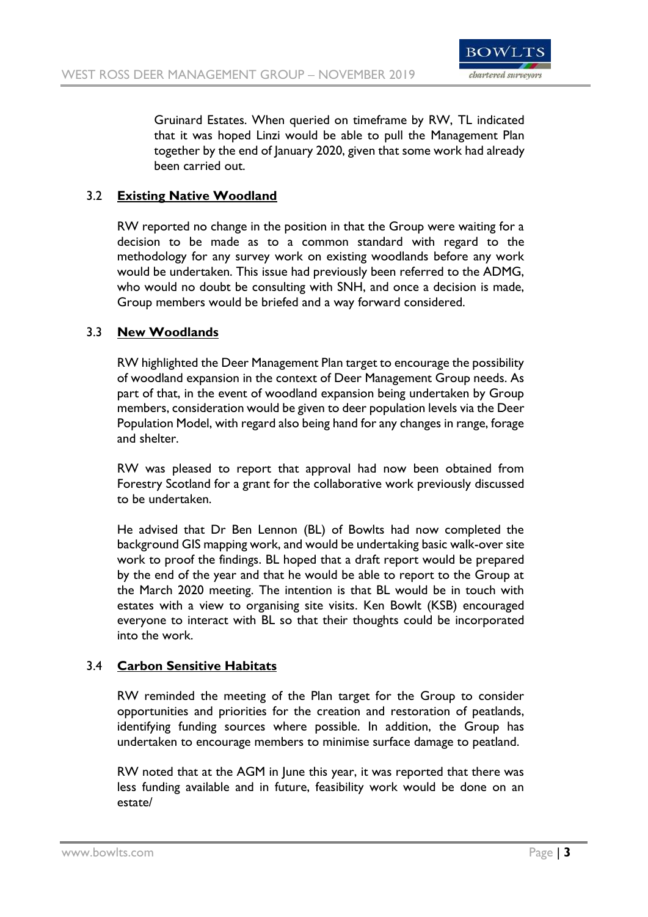Gruinard Estates. When queried on timeframe by RW, TL indicated that it was hoped Linzi would be able to pull the Management Plan together by the end of January 2020, given that some work had already been carried out.

### 3.2 **Existing Native Woodland**

RW reported no change in the position in that the Group were waiting for a decision to be made as to a common standard with regard to the methodology for any survey work on existing woodlands before any work would be undertaken. This issue had previously been referred to the ADMG, who would no doubt be consulting with SNH, and once a decision is made, Group members would be briefed and a way forward considered.

### 3.3 **New Woodlands**

RW highlighted the Deer Management Plan target to encourage the possibility of woodland expansion in the context of Deer Management Group needs. As part of that, in the event of woodland expansion being undertaken by Group members, consideration would be given to deer population levels via the Deer Population Model, with regard also being hand for any changes in range, forage and shelter.

RW was pleased to report that approval had now been obtained from Forestry Scotland for a grant for the collaborative work previously discussed to be undertaken.

He advised that Dr Ben Lennon (BL) of Bowlts had now completed the background GIS mapping work, and would be undertaking basic walk-over site work to proof the findings. BL hoped that a draft report would be prepared by the end of the year and that he would be able to report to the Group at the March 2020 meeting. The intention is that BL would be in touch with estates with a view to organising site visits. Ken Bowlt (KSB) encouraged everyone to interact with BL so that their thoughts could be incorporated into the work.

### 3.4 **Carbon Sensitive Habitats**

RW reminded the meeting of the Plan target for the Group to consider opportunities and priorities for the creation and restoration of peatlands, identifying funding sources where possible. In addition, the Group has undertaken to encourage members to minimise surface damage to peatland.

RW noted that at the AGM in June this year, it was reported that there was less funding available and in future, feasibility work would be done on an estate/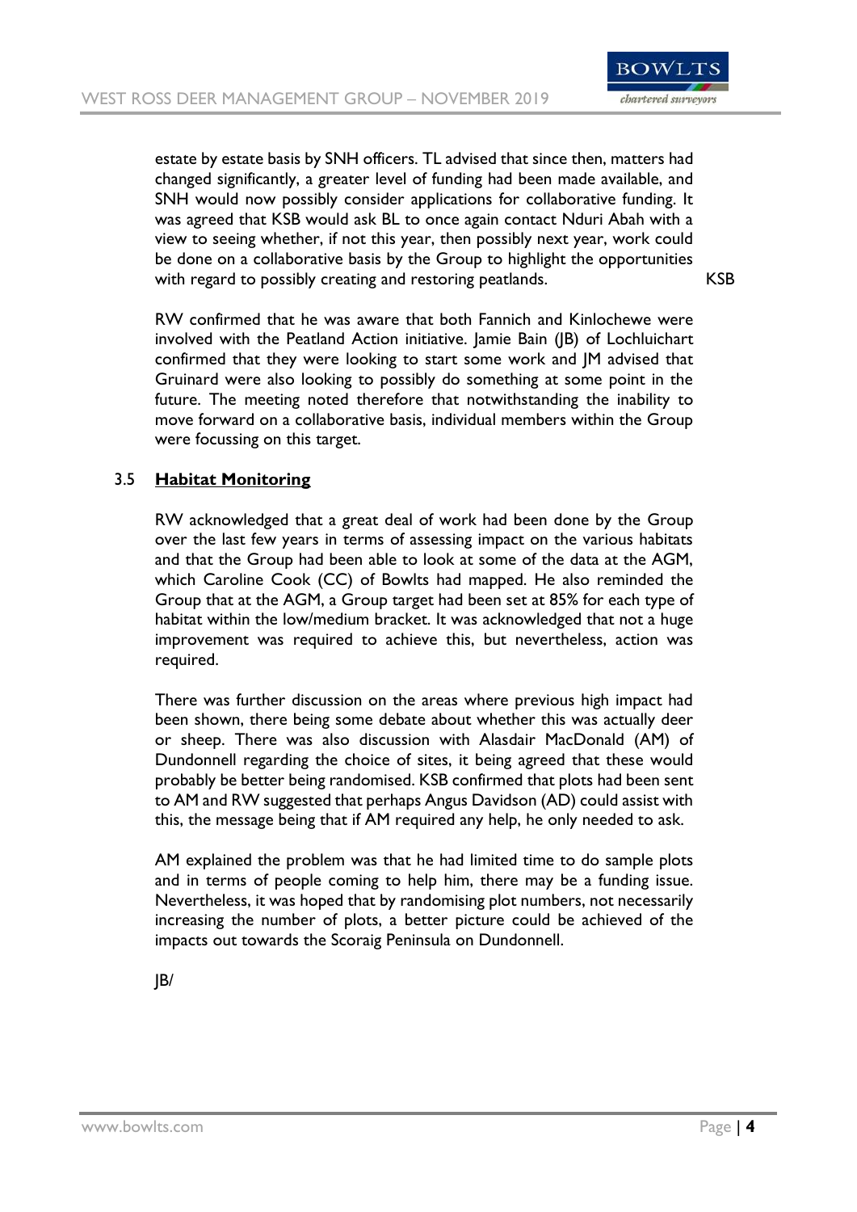estate by estate basis by SNH officers. TL advised that since then, matters had changed significantly, a greater level of funding had been made available, and SNH would now possibly consider applications for collaborative funding. It was agreed that KSB would ask BL to once again contact Nduri Abah with a view to seeing whether, if not this year, then possibly next year, work could be done on a collaborative basis by the Group to highlight the opportunities with regard to possibly creating and restoring peatlands. **KSB**

RW confirmed that he was aware that both Fannich and Kinlochewe were involved with the Peatland Action initiative. Jamie Bain (JB) of Lochluichart confirmed that they were looking to start some work and JM advised that Gruinard were also looking to possibly do something at some point in the future. The meeting noted therefore that notwithstanding the inability to move forward on a collaborative basis, individual members within the Group were focussing on this target.

### 3.5 Habitat Monitoring

RW acknowledged that a great deal of work had been done by the Group over the last few years in terms of assessing impact on the various habitats and that the Group had been able to look at some of the data at the AGM, which Caroline Cook (CC) of Bowlts had mapped. He also reminded the Group that at the AGM, a Group target had been set at 85% for each type of habitat within the low/medium bracket. It was acknowledged that not a huge improvement was required to achieve this, but nevertheless, action was required.

There was further discussion on the areas where previous high impact had been shown, there being some debate about whether this was actually deer or sheep. There was also discussion with Alasdair MacDonald (AM) of Dundonnell regarding the choice of sites, it being agreed that these would probably be better being randomised. KSB confirmed that plots had been sent to AM and RW suggested that perhaps Angus Davidson (AD) could assist with this, the message being that if AM required any help, he only needed to ask.

AM explained the problem was that he had limited time to do sample plots and in terms of people coming to help him, there may be a funding issue. Nevertheless, it was hoped that by randomising plot numbers, not necessarily increasing the number of plots, a better picture could be achieved of the impacts out towards the Scoraig Peninsula on Dundonnell.

JB/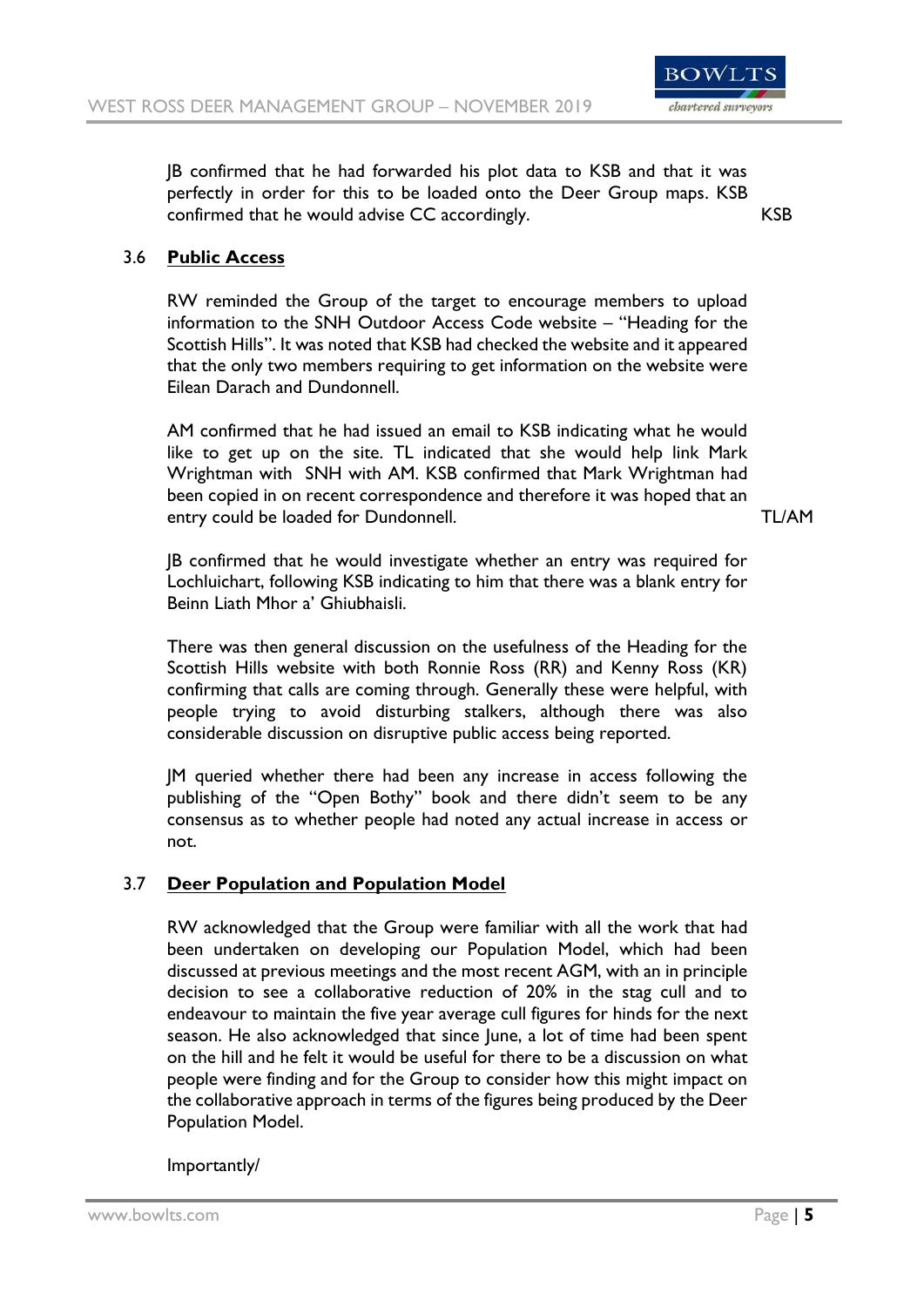JB confirmed that he had forwarded his plot data to KSB and that it was perfectly in order for this to be loaded onto the Deer Group maps. KSB confirmed that he would advise CC accordingly. **KSB**

### 3.6 **Public Access**

RW reminded the Group of the target to encourage members to upload information to the SNH Outdoor Access Code website – "Heading for the Scottish Hills". It was noted that KSB had checked the website and it appeared that the only two members requiring to get information on the website were Eilean Darach and Dundonnell.

AM confirmed that he had issued an email to KSB indicating what he would like to get up on the site. TL indicated that she would help link Mark Wrightman with SNH with AM. KSB confirmed that Mark Wrightman had been copied in on recent correspondence and therefore it was hoped that an entry could be loaded for Dundonnell. **TL/AM**

JB confirmed that he would investigate whether an entry was required for Lochluichart, following KSB indicating to him that there was a blank entry for Beinn Liath Mhor a' Ghiubhaisli.

There was then general discussion on the usefulness of the Heading for the Scottish Hills website with both Ronnie Ross (RR) and Kenny Ross (KR) confirming that calls are coming through. Generally these were helpful, with people trying to avoid disturbing stalkers, although there was also considerable discussion on disruptive public access being reported.

JM queried whether there had been any increase in access following the publishing of the "Open Bothy" book and there didn't seem to be any consensus as to whether people had noted any actual increase in access or not.

### 3.7 **Deer Population and Population Model**

RW acknowledged that the Group were familiar with all the work that had been undertaken on developing our Population Model, which had been discussed at previous meetings and the most recent AGM, with an in principle decision to see a collaborative reduction of 20% in the stag cull and to endeavour to maintain the five year average cull figures for hinds for the next season. He also acknowledged that since June, a lot of time had been spent on the hill and he felt it would be useful for there to be a discussion on what people were finding and for the Group to consider how this might impact on the collaborative approach in terms of the figures being produced by the Deer Population Model.

Importantly/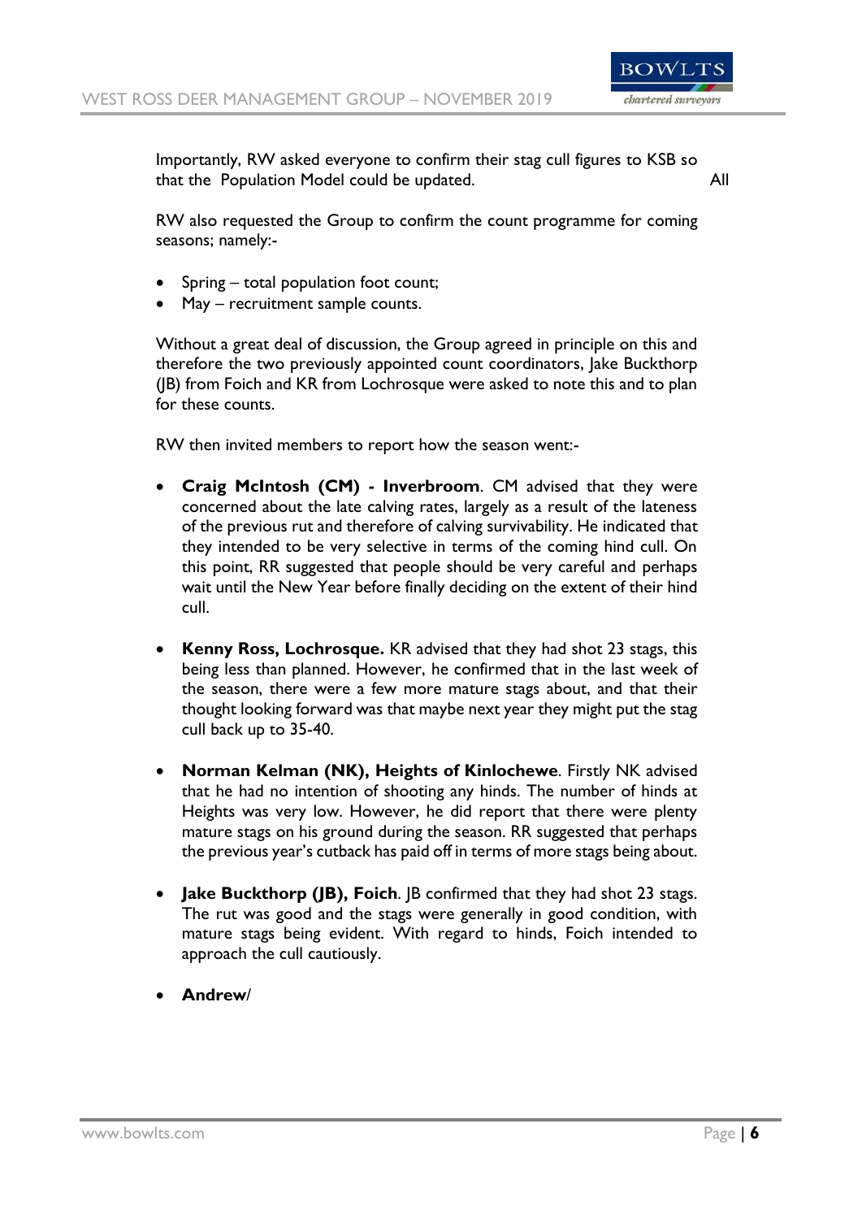Importantly, RW asked everyone to confirm their stag cull figures to KSB so that the Population Model could be updated. All

RW also requested the Group to confirm the count programme for coming seasons; namely:-

- Spring – total population foot count;
- May – recruitment sample counts.

Without a great deal of discussion, the Group agreed in principle on this and therefore the two previously appointed count coordinators, Jake Buckthorp (JB) from Foich and KR from Lochrosque were asked to note this and to plan for these counts.

RW then invited members to report how the season went:-

- **Craig McIntosh (CM) - Inverbroom**. CM advised that they were concerned about the late calving rates, largely as a result of the lateness of the previous rut and therefore of calving survivability. He indicated that they intended to be very selective in terms of the coming hind cull. On this point, RR suggested that people should be very careful and perhaps wait until the New Year before finally deciding on the extent of their hind cull.

- **Kenny Ross, Lochrosque.** KR advised that they had shot 23 stags, this being less than planned. However, he confirmed that in the last week of the season, there were a few more mature stags about, and that their thought looking forward was that maybe next year they might put the stag cull back up to 35-40.

- **Norman Kelman (NK), Heights of Kinlochewe**. Firstly NK advised that he had no intention of shooting any hinds. The number of hinds at Heights was very low. However, he did report that there were plenty mature stags on his ground during the season. RR suggested that perhaps the previous year's cutback has paid off in terms of more stags being about.

- **Jake Buckthorp (JB), Foich**. JB confirmed that they had shot 23 stags. The rut was good and the stags were generally in good condition, with mature stags being evident. With regard to hinds, Foich intended to approach the cull cautiously.

- **Andrew**/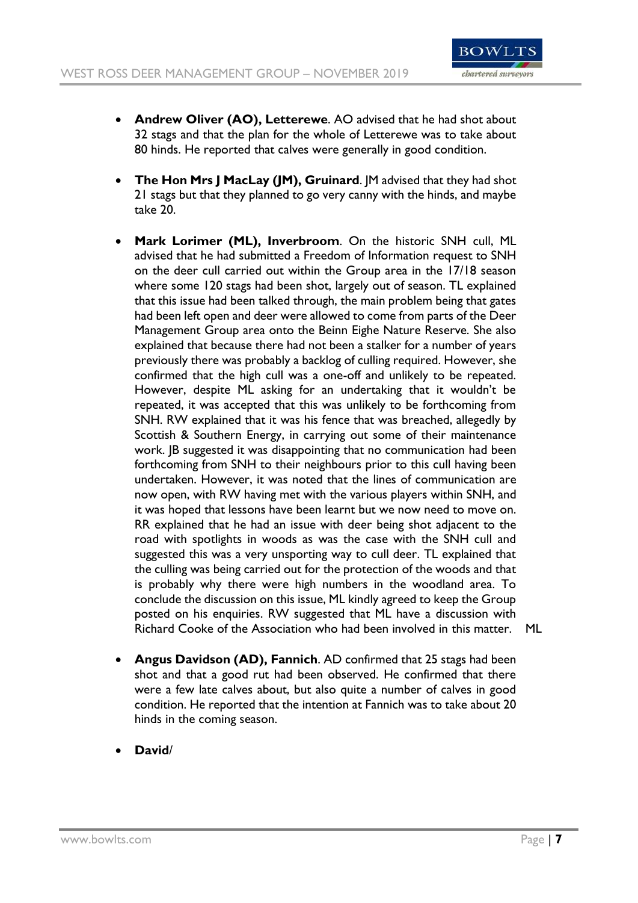- **Andrew Oliver (AO), Letterewe**. AO advised that he had shot about 32 stags and that the plan for the whole of Letterewe was to take about 80 hinds. He reported that calves were generally in good condition.

- **The Hon Mrs J MacLay (JM), Gruinard**. JM advised that they had shot 21 stags but that they planned to go very canny with the hinds, and maybe take 20.

- **Mark Lorimer (ML), Inverbroom**. On the historic SNH cull, ML advised that he had submitted a Freedom of Information request to SNH on the deer cull carried out within the Group area in the 17/18 season where some 120 stags had been shot, largely out of season. TL explained that this issue had been talked through, the main problem being that gates had been left open and deer were allowed to come from parts of the Deer Management Group area onto the Beinn Eighe Nature Reserve. She also explained that because there had not been a stalker for a number of years previously there was probably a backlog of culling required. However, she confirmed that the high cull was a one-off and unlikely to be repeated. However, despite ML asking for an undertaking that it wouldn't be repeated, it was accepted that this was unlikely to be forthcoming from SNH. RW explained that it was his fence that was breached, allegedly by Scottish & Southern Energy, in carrying out some of their maintenance work. JB suggested it was disappointing that no communication had been forthcoming from SNH to their neighbours prior to this cull having been undertaken. However, it was noted that the lines of communication are now open, with RW having met with the various players within SNH, and it was hoped that lessons have been learnt but we now need to move on. RR explained that he had an issue with deer being shot adjacent to the road with spotlights in woods as was the case with the SNH cull and suggested this was a very unsporting way to cull deer. TL explained that the culling was being carried out for the protection of the woods and that is probably why there were high numbers in the woodland area. To conclude the discussion on this issue, ML kindly agreed to keep the Group posted on his enquiries. RW suggested that ML have a discussion with Richard Cooke of the Association who had been involved in this matter. ML

- **Angus Davidson (AD), Fannich**. AD confirmed that 25 stags had been shot and that a good rut had been observed. He confirmed that there were a few late calves about, but also quite a number of calves in good condition. He reported that the intention at Fannich was to take about 20 hinds in the coming season.

- **David**/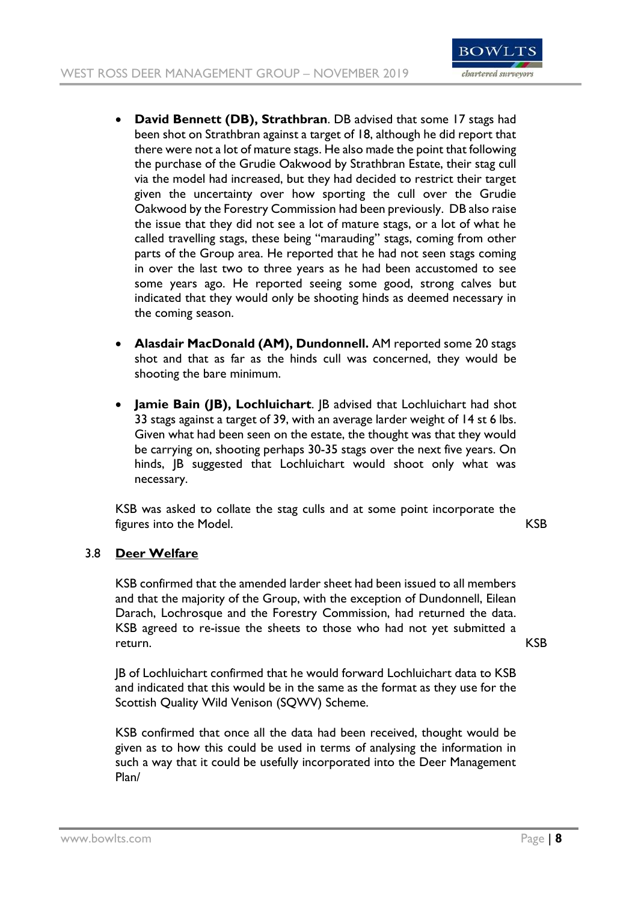- **David Bennett (DB), Strathbran**. DB advised that some 17 stags had been shot on Strathbran against a target of 18, although he did report that there were not a lot of mature stags. He also made the point that following the purchase of the Grudie Oakwood by Strathbran Estate, their stag cull via the model had increased, but they had decided to restrict their target given the uncertainty over how sporting the cull over the Grudie Oakwood by the Forestry Commission had been previously. DB also raise the issue that they did not see a lot of mature stags, or a lot of what he called travelling stags, these being "marauding" stags, coming from other parts of the Group area. He reported that he had not seen stags coming in over the last two to three years as he had been accustomed to see some years ago. He reported seeing some good, strong calves but indicated that they would only be shooting hinds as deemed necessary in the coming season.

- **Alasdair MacDonald (AM), Dundonnell.** AM reported some 20 stags shot and that as far as the hinds cull was concerned, they would be shooting the bare minimum.

- **Jamie Bain (JB), Lochluichart**. JB advised that Lochluichart had shot 33 stags against a target of 39, with an average larder weight of 14 st 6 lbs. Given what had been seen on the estate, the thought was that they would be carrying on, shooting perhaps 30-35 stags over the next five years. On hinds, JB suggested that Lochluichart would shoot only what was necessary.

KSB was asked to collate the stag culls and at some point incorporate the figures into the Model. **KSB**

### 3.8 Deer Welfare

KSB confirmed that the amended larder sheet had been issued to all members and that the majority of the Group, with the exception of Dundonnell, Eilean Darach, Lochrosque and the Forestry Commission, had returned the data. KSB agreed to re-issue the sheets to those who had not yet submitted a return. **KSB**

JB of Lochluichart confirmed that he would forward Lochluichart data to KSB and indicated that this would be in the same as the format as they use for the Scottish Quality Wild Venison (SQWV) Scheme.

KSB confirmed that once all the data had been received, thought would be given as to how this could be used in terms of analysing the information in such a way that it could be usefully incorporated into the Deer Management Plan/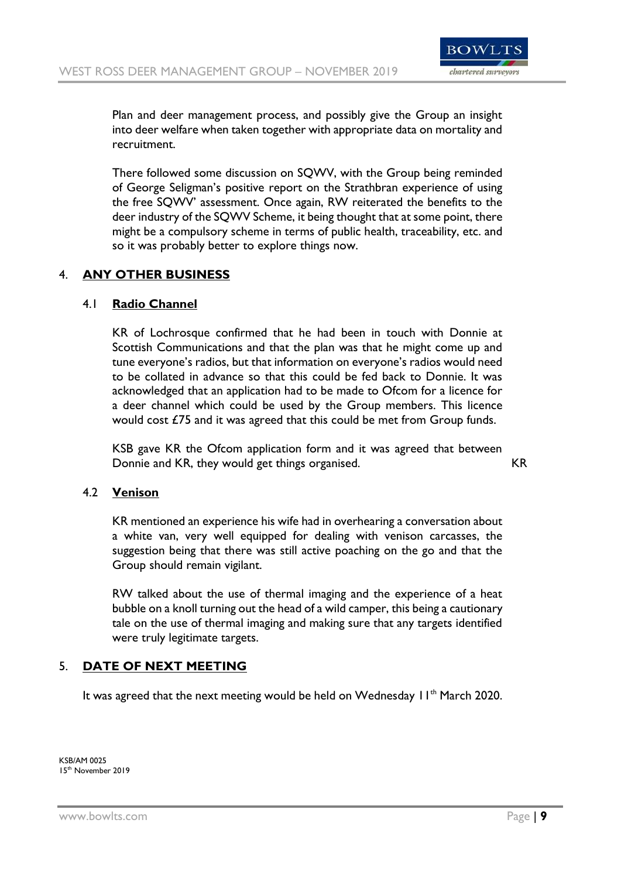Plan and deer management process, and possibly give the Group an insight into deer welfare when taken together with appropriate data on mortality and recruitment.

There followed some discussion on SQWV, with the Group being reminded of George Seligman's positive report on the Strathbran experience of using the free SQWV' assessment. Once again, RW reiterated the benefits to the deer industry of the SQWV Scheme, it being thought that at some point, there might be a compulsory scheme in terms of public health, traceability, etc. and so it was probably better to explore things now.

## 4. ANY OTHER BUSINESS

### 4.1 Radio Channel

KR of Lochrosque confirmed that he had been in touch with Donnie at Scottish Communications and that the plan was that he might come up and tune everyone's radios, but that information on everyone's radios would need to be collated in advance so that this could be fed back to Donnie. It was acknowledged that an application had to be made to Ofcom for a licence for a deer channel which could be used by the Group members. This licence would cost £75 and it was agreed that this could be met from Group funds.

KSB gave KR the Ofcom application form and it was agreed that between Donnie and KR, they would get things organised. **KR**

### 4.2 Venison

KR mentioned an experience his wife had in overhearing a conversation about a white van, very well equipped for dealing with venison carcasses, the suggestion being that there was still active poaching on the go and that the Group should remain vigilant.

RW talked about the use of thermal imaging and the experience of a heat bubble on a knoll turning out the head of a wild camper, this being a cautionary tale on the use of thermal imaging and making sure that any targets identified were truly legitimate targets.

## 5. DATE OF NEXT MEETING

It was agreed that the next meeting would be held on Wednesday 11th March 2020.

KSB/AM 0025
15th November 2019